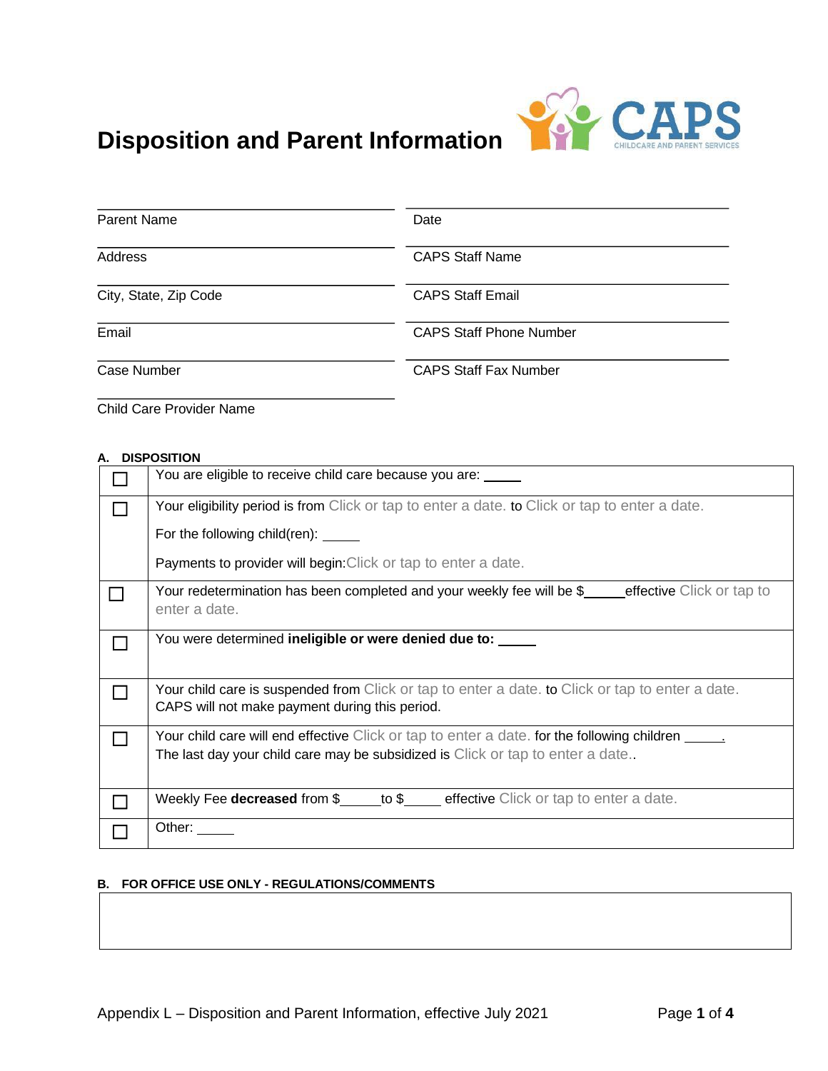# Disposition and Parent Information

CAPS
CHILDCARE AND PARENT SERVICES

| | |
|---|---|
| Parent Name | Date |
| Address | CAPS Staff Name |
| City, State, Zip Code | CAPS Staff Email |
| Email | CAPS Staff Phone Number |
| Case Number | CAPS Staff Fax Number |
| Child Care Provider Name | |

**A. DISPOSITION**

| | |
|---|---|
| ☐ | You are eligible to receive child care because you are: _____ |
| ☐ | Your eligibility period is from Click or tap to enter a date. to Click or tap to enter a date.<br><br>For the following child(ren): _____<br><br>Payments to provider will begin:Click or tap to enter a date. |
| ☐ | Your redetermination has been completed and your weekly fee will be $_____effective Click or tap to enter a date. |
| ☐ | You were determined **ineligible or were denied due to:** _____ |
| ☐ | Your child care is suspended from Click or tap to enter a date. to Click or tap to enter a date.<br>CAPS will not make payment during this period. |
| ☐ | Your child care will end effective Click or tap to enter a date. for the following children _____.<br>The last day your child care may be subsidized is Click or tap to enter a date.. |
| ☐ | Weekly Fee **decreased** from $_____to $_____ effective Click or tap to enter a date. |
| ☐ | Other: _____ |

**B. FOR OFFICE USE ONLY - REGULATIONS/COMMENTS**

| |
|---|
| |

Appendix L – Disposition and Parent Information, effective July 2021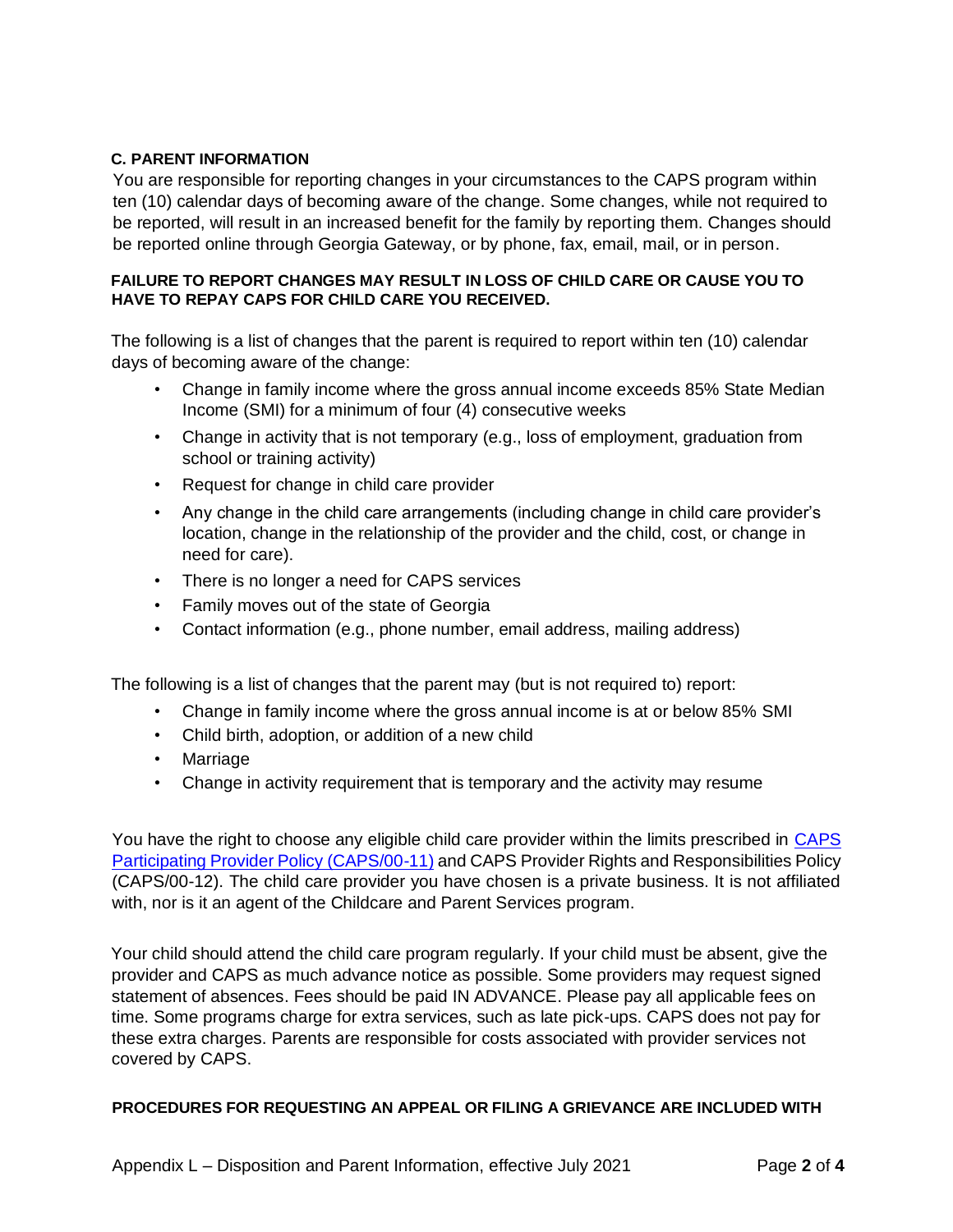### C. PARENT INFORMATION

You are responsible for reporting changes in your circumstances to the CAPS program within ten (10) calendar days of becoming aware of the change. Some changes, while not required to be reported, will result in an increased benefit for the family by reporting them. Changes should be reported online through Georgia Gateway, or by phone, fax, email, mail, or in person.

**FAILURE TO REPORT CHANGES MAY RESULT IN LOSS OF CHILD CARE OR CAUSE YOU TO HAVE TO REPAY CAPS FOR CHILD CARE YOU RECEIVED.**

The following is a list of changes that the parent is required to report within ten (10) calendar days of becoming aware of the change:

- Change in family income where the gross annual income exceeds 85% State Median Income (SMI) for a minimum of four (4) consecutive weeks
- Change in activity that is not temporary (e.g., loss of employment, graduation from school or training activity)
- Request for change in child care provider
- Any change in the child care arrangements (including change in child care provider's location, change in the relationship of the provider and the child, cost, or change in need for care).
- There is no longer a need for CAPS services
- Family moves out of the state of Georgia
- Contact information (e.g., phone number, email address, mailing address)

The following is a list of changes that the parent may (but is not required to) report:

- Change in family income where the gross annual income is at or below 85% SMI
- Child birth, adoption, or addition of a new child
- Marriage
- Change in activity requirement that is temporary and the activity may resume

You have the right to choose any eligible child care provider within the limits prescribed in CAPS Participating Provider Policy (CAPS/00-11) and CAPS Provider Rights and Responsibilities Policy (CAPS/00-12). The child care provider you have chosen is a private business. It is not affiliated with, nor is it an agent of the Childcare and Parent Services program.

Your child should attend the child care program regularly. If your child must be absent, give the provider and CAPS as much advance notice as possible. Some providers may request signed statement of absences. Fees should be paid IN ADVANCE. Please pay all applicable fees on time. Some programs charge for extra services, such as late pick-ups. CAPS does not pay for these extra charges. Parents are responsible for costs associated with provider services not covered by CAPS.

**PROCEDURES FOR REQUESTING AN APPEAL OR FILING A GRIEVANCE ARE INCLUDED WITH**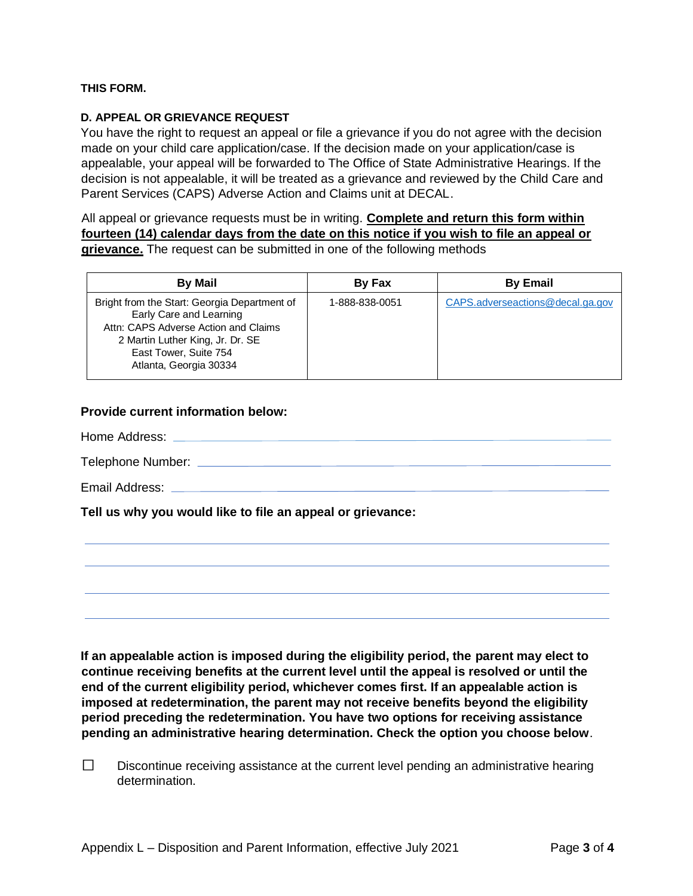**THIS FORM.**

### D. APPEAL OR GRIEVANCE REQUEST

You have the right to request an appeal or file a grievance if you do not agree with the decision made on your child care application/case. If the decision made on your application/case is appealable, your appeal will be forwarded to The Office of State Administrative Hearings. If the decision is not appealable, it will be treated as a grievance and reviewed by the Child Care and Parent Services (CAPS) Adverse Action and Claims unit at DECAL.

All appeal or grievance requests must be in writing. **Complete and return this form within fourteen (14) calendar days from the date on this notice if you wish to file an appeal or grievance.** The request can be submitted in one of the following methods

| By Mail | By Fax | By Email |
|---|---|---|
| Bright from the Start: Georgia Department of Early Care and Learning<br>Attn: CAPS Adverse Action and Claims<br>2 Martin Luther King, Jr. Dr. SE<br>East Tower, Suite 754<br>Atlanta, Georgia 30334 | 1-888-838-0051 | CAPS.adverseactions@decal.ga.gov |

**Provide current information below:**

Home Address: ______________________________

Telephone Number: ______________________________

Email Address: ______________________________

**Tell us why you would like to file an appeal or grievance:**

______________________________

______________________________

______________________________

______________________________

**If an appealable action is imposed during the eligibility period, the parent may elect to continue receiving benefits at the current level until the appeal is resolved or until the end of the current eligibility period, whichever comes first. If an appealable action is imposed at redetermination, the parent may not receive benefits beyond the eligibility period preceding the redetermination. You have two options for receiving assistance pending an administrative hearing determination. Check the option you choose below**.

☐ Discontinue receiving assistance at the current level pending an administrative hearing determination.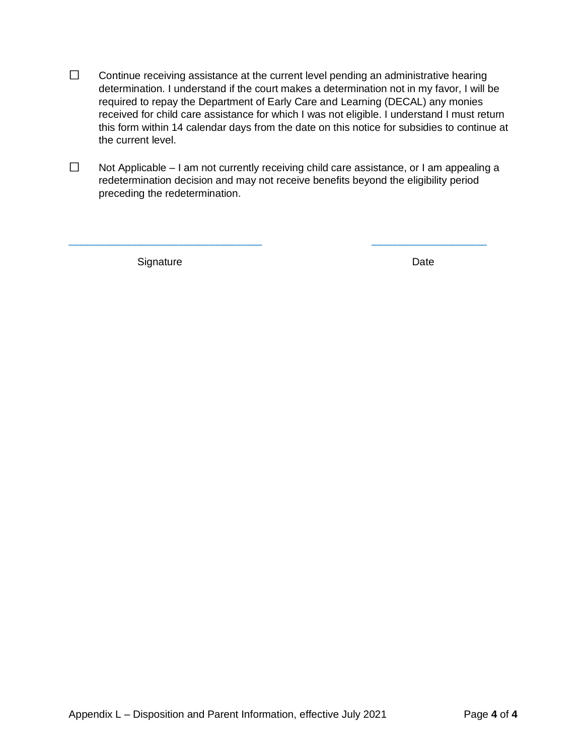☐ Continue receiving assistance at the current level pending an administrative hearing determination. I understand if the court makes a determination not in my favor, I will be required to repay the Department of Early Care and Learning (DECAL) any monies received for child care assistance for which I was not eligible. I understand I must return this form within 14 calendar days from the date on this notice for subsidies to continue at the current level.

☐ Not Applicable – I am not currently receiving child care assistance, or I am appealing a redetermination decision and may not receive benefits beyond the eligibility period preceding the redetermination.

_________________________________ ____________________

Signature Date